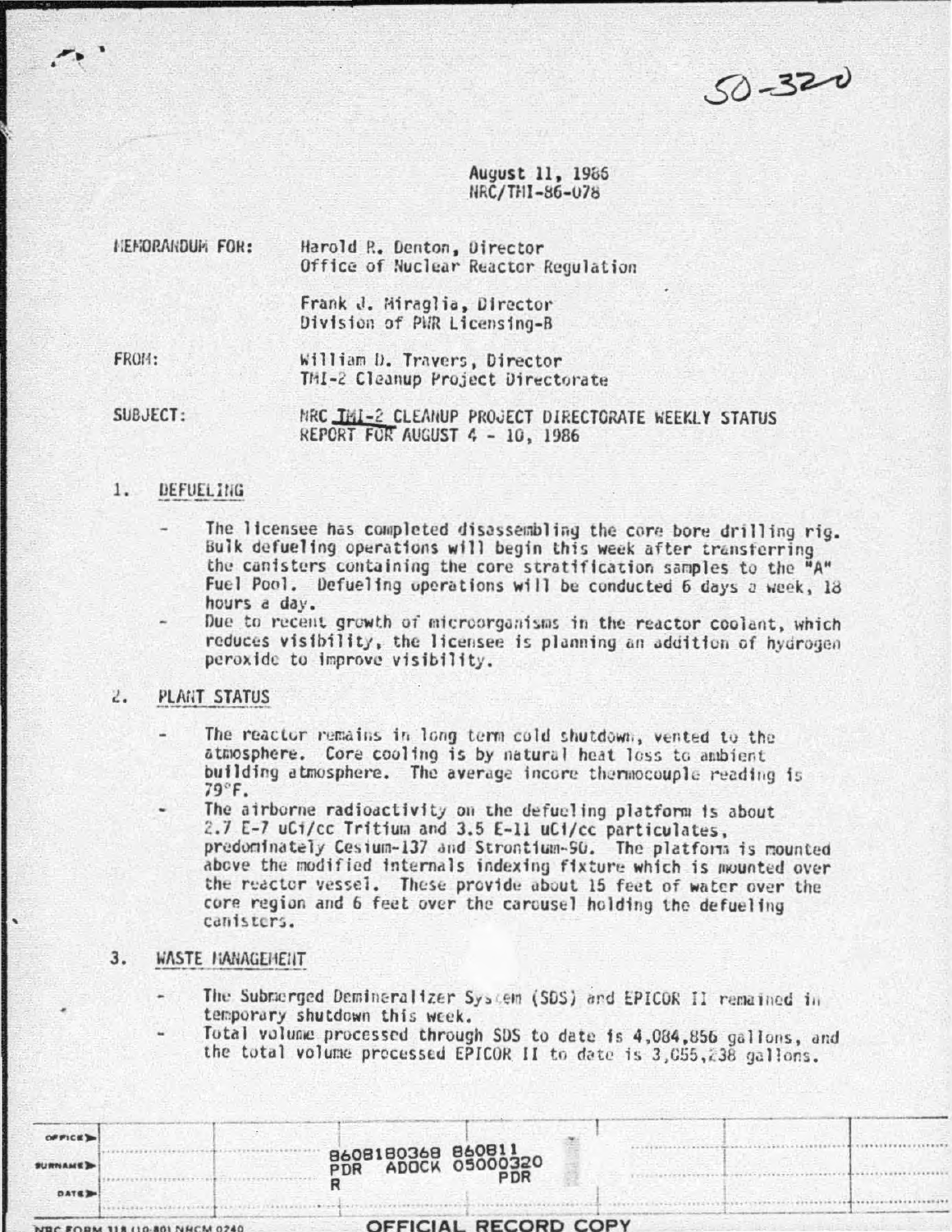50-320

August 11, 1986
NRC/TMI-86-078

MEMORANDUM FOR: Harold R. Denton, Director
Office of Nuclear Reactor Regulation

Frank J. Miraglia, Director
Division of PWR Licensing-B

FROM: William D. Travers, Director
TMI-2 Cleanup Project Directorate

SUBJECT: NRC TMI-2 CLEANUP PROJECT DIRECTORATE WEEKLY STATUS REPORT FOR AUGUST 4 - 10, 1986

1. DEFUELING

- The licensee has completed disassembling the core bore drilling rig. Bulk defueling operations will begin this week after transferring the canisters containing the core stratification samples to the "A" Fuel Pool. Defueling operations will be conducted 6 days a week, 18 hours a day.
- Due to recent growth of microorganisms in the reactor coolant, which reduces visibility, the licensee is planning an addition of hydrogen peroxide to improve visibility.

2. PLANT STATUS

- The reactor remains in long term cold shutdown, vented to the atmosphere. Core cooling is by natural heat loss to ambient building atmosphere. The average incore thermocouple reading is 79°F.
- The airborne radioactivity on the defueling platform is about 2.7 E-7 uCi/cc Tritium and 3.5 E-11 uCi/cc particulates, predominately Cesium-137 and Strontium-90. The platform is mounted above the modified internals indexing fixture which is mounted over the reactor vessel. These provide about 15 feet of water over the core region and 6 feet over the carousel holding the defueling canisters.

3. WASTE MANAGEMENT

- The Submerged Demineralizer System (SDS) and EPICOR II remained in temporary shutdown this week.
- Total volume processed through SDS to date is 4,084,856 gallons, and the total volume processed EPICOR II to date is 3,055,238 gallons.

8608180368 860811
PDR ADOCK 05000320
R PDR

OFFICIAL RECORD COPY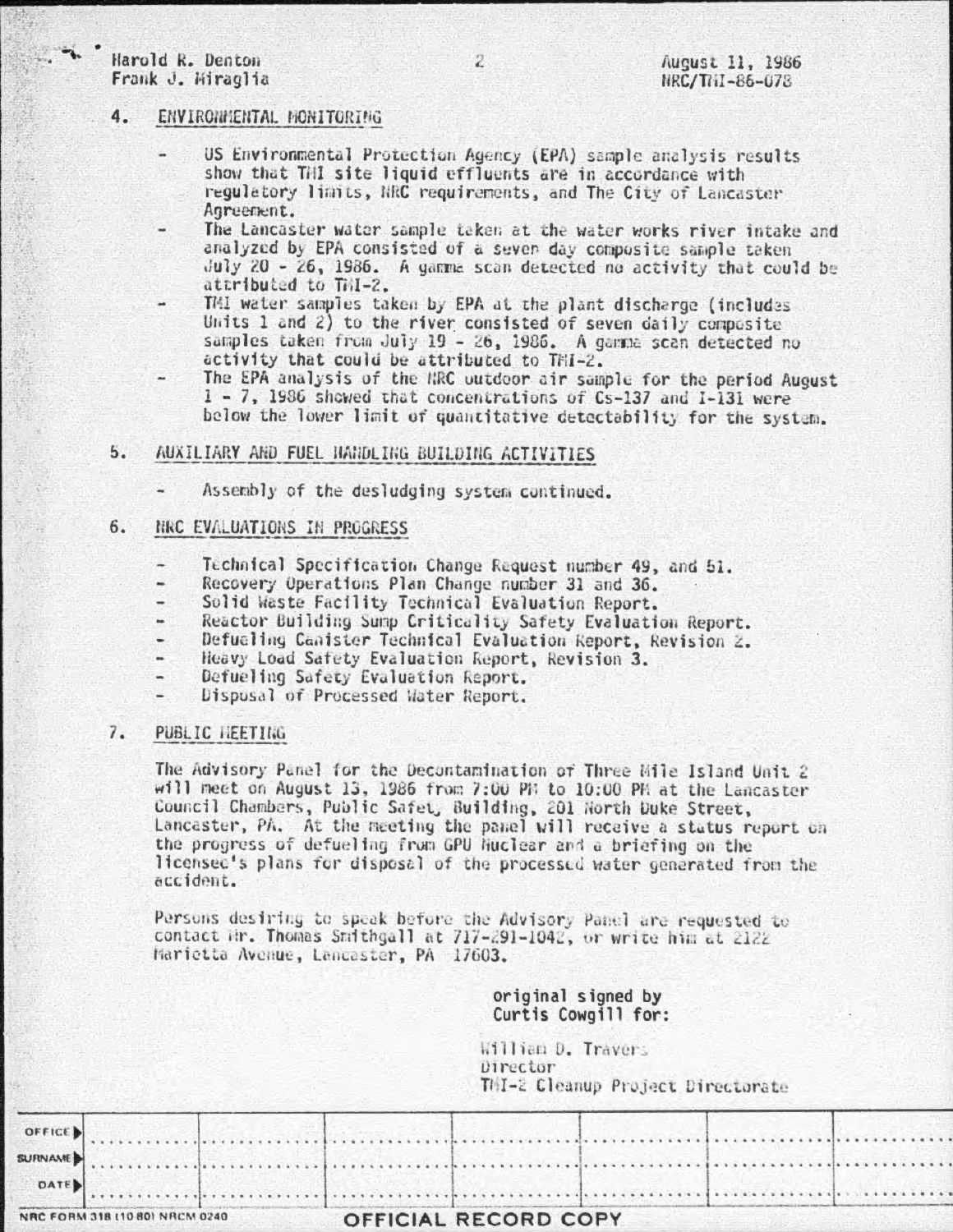Harold R. Denton
Frank J. Miraglia

August 11, 1986
NRC/TMI-86-078

## 4. ENVIRONMENTAL MONITORING

- US Environmental Protection Agency (EPA) sample analysis results show that TMI site liquid effluents are in accordance with regulatory limits, NRC requirements, and The City of Lancaster Agreement.
- The Lancaster water sample taken at the water works river intake and analyzed by EPA consisted of a seven day composite sample taken July 20 - 26, 1986. A gamma scan detected no activity that could be attributed to TMI-2.
- TMI water samples taken by EPA at the plant discharge (includes Units 1 and 2) to the river consisted of seven daily composite samples taken from July 19 - 26, 1986. A gamma scan detected no activity that could be attributed to TMI-2.
- The EPA analysis of the NRC outdoor air sample for the period August 1 - 7, 1986 showed that concentrations of Cs-137 and I-131 were below the lower limit of quantitative detectability for the system.

## 5. AUXILIARY AND FUEL HANDLING BUILDING ACTIVITIES

- Assembly of the desludging system continued.

## 6. NRC EVALUATIONS IN PROGRESS

- Technical Specification Change Request number 49, and 51.
- Recovery Operations Plan Change number 31 and 36.
- Solid Waste Facility Technical Evaluation Report.
- Reactor Building Sump Criticality Safety Evaluation Report.
- Defueling Canister Technical Evaluation Report, Revision 2.
- Heavy Load Safety Evaluation Report, Revision 3.
- Defueling Safety Evaluation Report.
- Disposal of Processed Water Report.

## 7. PUBLIC MEETING

The Advisory Panel for the Decontamination of Three Mile Island Unit 2 will meet on August 13, 1986 from 7:00 PM to 10:00 PM at the Lancaster Council Chambers, Public Safety Building, 201 North Duke Street, Lancaster, PA. At the meeting the panel will receive a status report on the progress of defueling from GPU Nuclear and a briefing on the licensee's plans for disposal of the processed water generated from the accident.

Persons desiring to speak before the Advisory Panel are requested to contact Mr. Thomas Smithgall at 717-291-1042, or write him at 2122 Marietta Avenue, Lancaster, PA 17603.

original signed by
Curtis Cowgill for:

William D. Travers
Director
TMI-2 Cleanup Project Directorate

| OFFICE | | | | | | | |
|---|---|---|---|---|---|---|---|
| SURNAME | | | | | | | |
| DATE | | | | | | | |

NRC FORM 318 (10 80) NRCM 0240

OFFICIAL RECORD COPY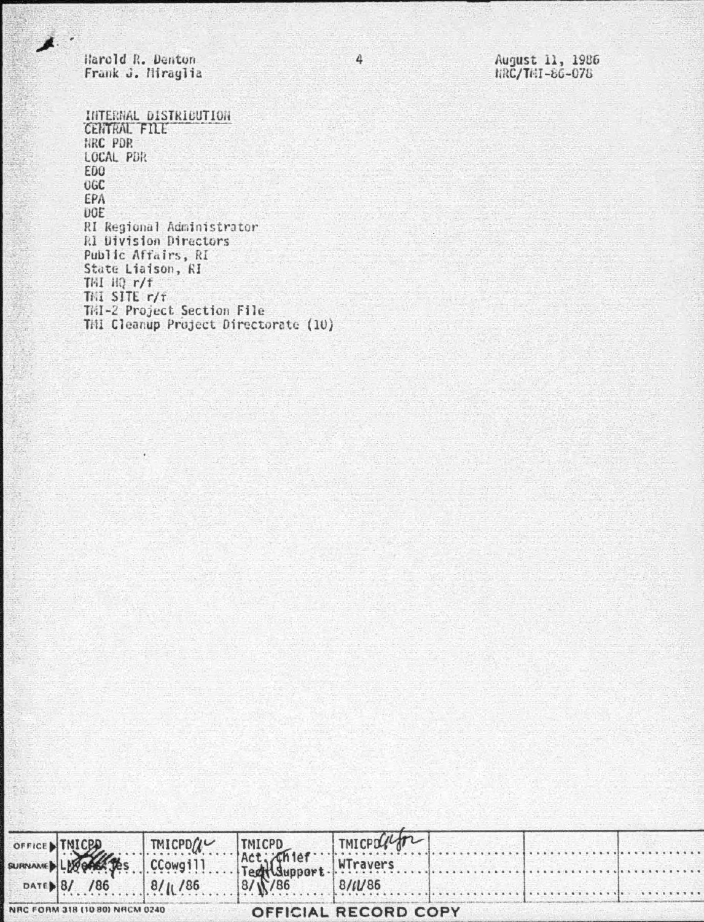Harold R. Denton
Frank J. Miraglia

August 11, 1986
NRC/TMI-86-078

INTERNAL DISTRIBUTION
CENTRAL FILE
NRC PDR
LOCAL PDR
EDO
OGC
EPA
DOE
RI Regional Administrator
RI Division Directors
Public Affairs, RI
State Liaison, RI
TMI HQ r/f
TMI SITE r/f
TMI-2 Project Section File
TMI Cleanup Project Directorate (10)

| | | | | | | | |
|---|---|---|---|---|---|---|---|
| OFFICE | TMICPD | TMICPD | TMICPD Act. Chief Tech Support | TMICPD | | | |
| SURNAME | LThonus:jes | CCowgill | | WTravers | | | |
| DATE | 8/ /86 | 8/11/86 | 8/ /86 | 8/11/86 | | | |

NRC FORM 318 (10 80) NRCM 0240

OFFICIAL RECORD COPY